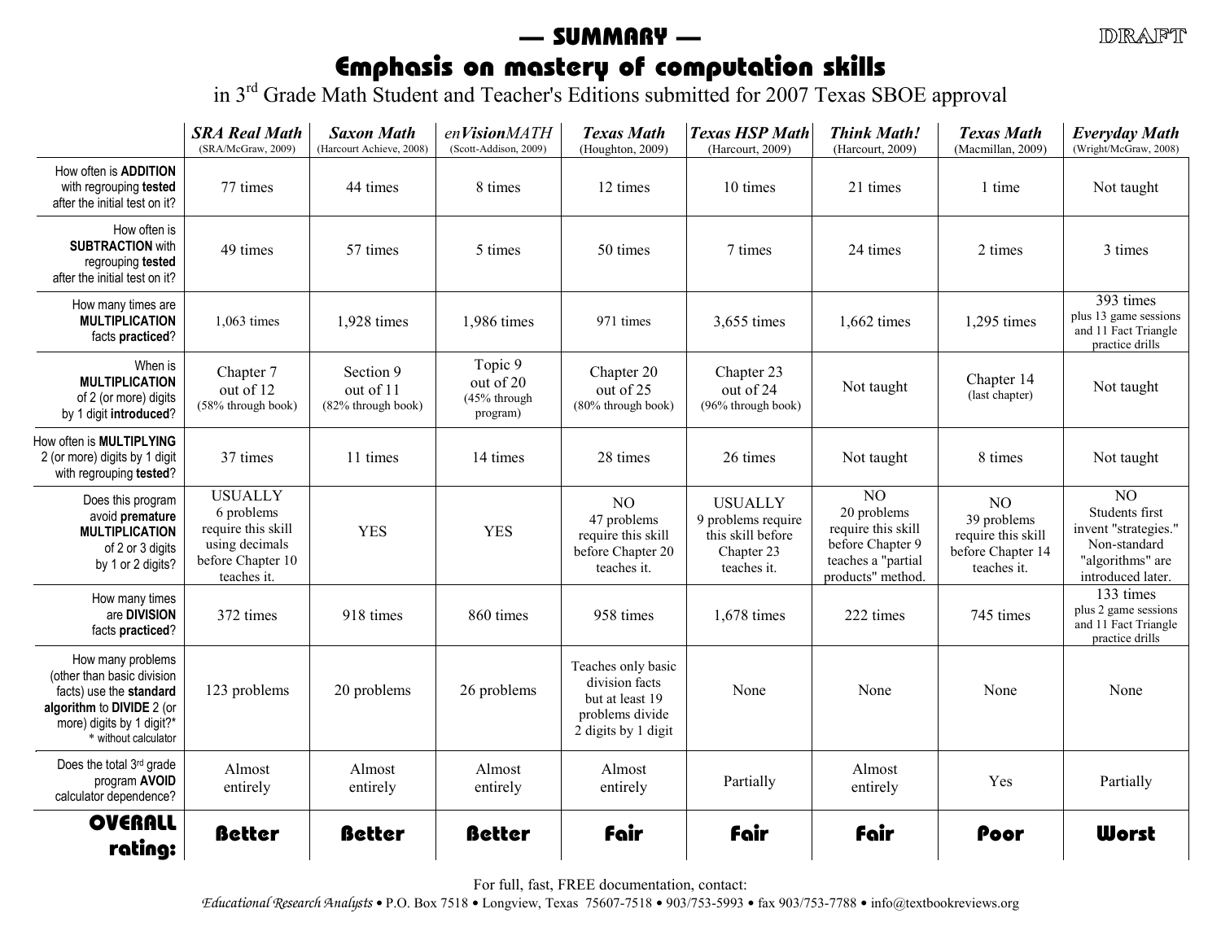DRAFT

# — SUMMARY —

## Emphasis on mastery of computation skills

in 3rd Grade Math Student and Teacher's Editions submitted for 2007 Texas SBOE approval

| | ***SRA Real Math*** (SRA/McGraw, 2009) | ***Saxon Math*** (Harcourt Achieve, 2008) | *en**Vision**MATH* (Scott-Addison, 2009) | ***Texas Math*** (Houghton, 2009) | ***Texas HSP Math*** (Harcourt, 2009) | ***Think Math!*** (Harcourt, 2009) | ***Texas Math*** (Macmillan, 2009) | ***Everyday Math*** (Wright/McGraw, 2008) |
|---|---|---|---|---|---|---|---|---|
| How often is **ADDITION** with regrouping **tested** after the initial test on it? | 77 times | 44 times | 8 times | 12 times | 10 times | 21 times | 1 time | Not taught |
| How often is **SUBTRACTION** with regrouping **tested** after the initial test on it? | 49 times | 57 times | 5 times | 50 times | 7 times | 24 times | 2 times | 3 times |
| How many times are **MULTIPLICATION** facts **practiced**? | 1,063 times | 1,928 times | 1,986 times | 971 times | 3,655 times | 1,662 times | 1,295 times | 393 times plus 13 game sessions and 11 Fact Triangle practice drills |
| When is **MULTIPLICATION** of 2 (or more) digits by 1 digit **introduced**? | Chapter 7 out of 12 (58% through book) | Section 9 out of 11 (82% through book) | Topic 9 out of 20 (45% through program) | Chapter 20 out of 25 (80% through book) | Chapter 23 out of 24 (96% through book) | Not taught | Chapter 14 (last chapter) | Not taught |
| How often is **MULTIPLYING** 2 (or more) digits by 1 digit with regrouping **tested**? | 37 times | 11 times | 14 times | 28 times | 26 times | Not taught | 8 times | Not taught |
| Does this program avoid **premature MULTIPLICATION** of 2 or 3 digits by 1 or 2 digits? | USUALLY 6 problems require this skill using decimals before Chapter 10 teaches it. | YES | YES | NO 47 problems require this skill before Chapter 20 teaches it. | USUALLY 9 problems require this skill before Chapter 23 teaches it. | NO 20 problems require this skill before Chapter 9 teaches a "partial products" method. | NO 39 problems require this skill before Chapter 14 teaches it. | NO Students first invent "strategies." Non-standard "algorithms" are introduced later. |
| How many times are **DIVISION** facts **practiced**? | 372 times | 918 times | 860 times | 958 times | 1,678 times | 222 times | 745 times | 133 times plus 2 game sessions and 11 Fact Triangle practice drills |
| How many problems (other than basic division facts) use the **standard algorithm** to **DIVIDE** 2 (or more) digits by 1 digit?* * without calculator | 123 problems | 20 problems | 26 problems | Teaches only basic division facts but at least 19 problems divide 2 digits by 1 digit | None | None | None | None |
| Does the total 3rd grade program **AVOID** calculator dependence? | Almost entirely | Almost entirely | Almost entirely | Almost entirely | Partially | Almost entirely | Yes | Partially |
| **OVERALL rating:** | **Better** | **Better** | **Better** | **Fair** | **Fair** | **Fair** | **Poor** | **Worst** |

For full, fast, FREE documentation, contact:

*Educational Research Analysts* • P.O. Box 7518 • Longview, Texas 75607-7518 • 903/753-5993 • fax 903/753-7788 • info@textbookreviews.org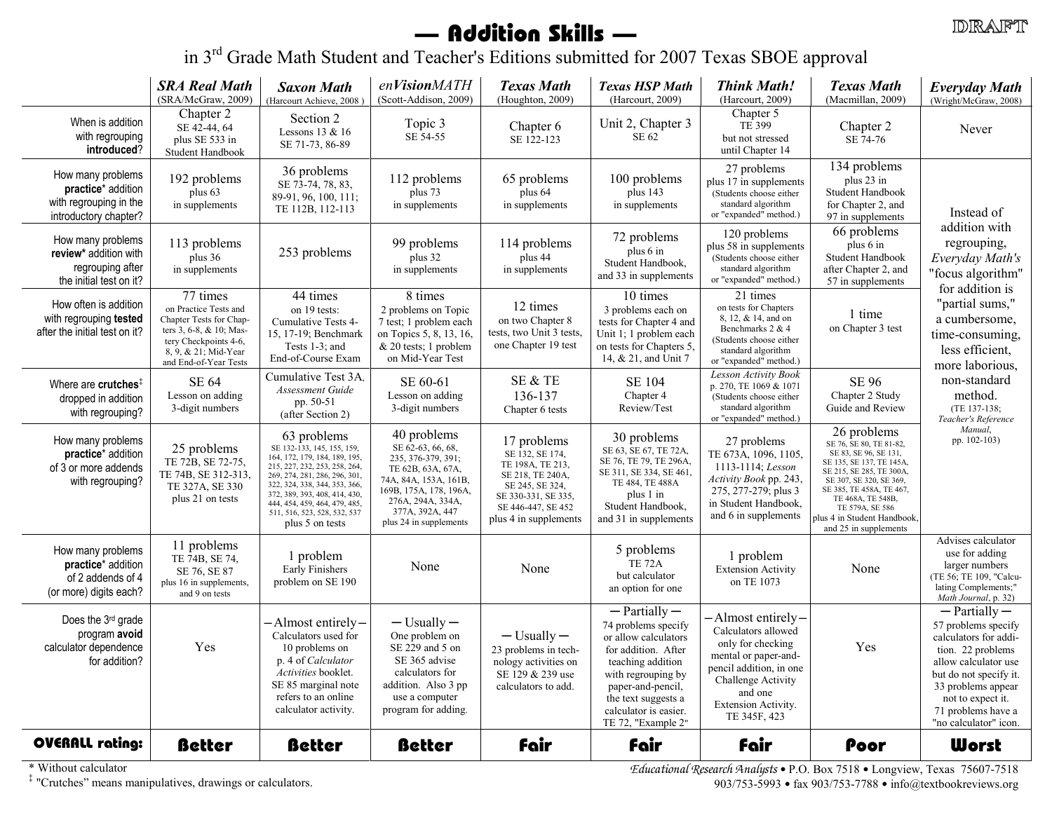# — Addition Skills —

## in 3rd Grade Math Student and Teacher's Editions submitted for 2007 Texas SBOE approval

DRAFT

| | ***SRA Real Math*** (SRA/McGraw, 2009) | ***Saxon Math*** (Harcourt Achieve, 2008) | *en**Vision**MATH* (Scott-Addison, 2009) | ***Texas Math*** (Houghton, 2009) | ***Texas HSP Math*** (Harcourt, 2009) | ***Think Math!*** (Harcourt, 2009) | ***Texas Math*** (Macmillan, 2009) | ***Everyday Math*** (Wright/McGraw, 2008) |
|---|---|---|---|---|---|---|---|---|
| When is addition with regrouping **introduced**? | Chapter 2 SE 42-44, 64 plus SE 533 in Student Handbook | Section 2 Lessons 13 & 16 SE 71-73, 86-89 | Topic 3 SE 54-55 | Chapter 6 SE 122-123 | Unit 2, Chapter 3 SE 62 | Chapter 5 TE 399 but not stressed until Chapter 14 | Chapter 2 SE 74-76 | Never |
| How many problems **practice*** addition with regrouping in the introductory chapter? | 192 problems plus 63 in supplements | 36 problems SE 73-74, 78, 83, 89-91, 96, 100, 111; TE 112B, 112-113 | 112 problems plus 73 in supplements | 65 problems plus 64 in supplements | 100 problems plus 143 in supplements | 27 problems plus 17 in supplements (Students choose either standard algorithm or "expanded" method.) | 134 problems plus 23 in Student Handbook for Chapter 2, and 97 in supplements | Instead of addition with regrouping, *Everyday Math's* "focus algorithm" for addition is "partial sums," a cumbersome, time-consuming, less efficient, more laborious, non-standard method. (TE 137-138; *Teacher's Reference Manual*, pp. 102-103) |
| How many problems **review*** addition with regrouping after the initial test on it? | 113 problems plus 36 in supplements | 253 problems | 99 problems plus 32 in supplements | 114 problems plus 44 in supplements | 72 problems plus 6 in Student Handbook, and 33 in supplements | 120 problems plus 58 in supplements (Students choose either standard algorithm or "expanded" method.) | 66 problems plus 6 in Student Handbook after Chapter 2, and 57 in supplements | |
| How often is addition with regrouping **tested** after the initial test on it? | 77 times on Practice Tests and Chapter Tests for Chapters 3, 6-8, & 10; Mastery Checkpoints 4-6, 8, 9, & 21; Mid-Year and End-of-Year Tests | 44 times on 19 tests: Cumulative Tests 4-15, 17-19; Benchmark Tests 1-3; and End-of-Course Exam | 8 times 2 problems on Topic 7 test; 1 problem each on Topics 5, 8, 13, 16, & 20 tests; 1 problem on Mid-Year Test | 12 times on two Chapter 8 tests, two Unit 3 tests, one Chapter 19 test | 10 times 3 problems each on tests for Chapter 4 and Unit 1; 1 problem each on tests for Chapters 5, 14, & 21, and Unit 7 | 21 times on tests for Chapters 8, 12, & 14, and on Benchmarks 2 & 4 (Students choose either standard algorithm or "expanded" method.) | 1 time on Chapter 3 test | |
| Where are **crutches**‡ dropped in addition with regrouping? | SE 64 Lesson on adding 3-digit numbers | Cumulative Test 3A, *Assessment Guide* pp. 50-51 (after Section 2) | SE 60-61 Lesson on adding 3-digit numbers | SE & TE 136-137 Chapter 6 tests | SE 104 Chapter 4 Review/Test | *Lesson Activity Book* p. 270, TE 1069 & 1071 (Students choose either standard algorithm or "expanded" method.) | SE 96 Chapter 2 Study Guide and Review | |
| How many problems **practice*** addition of 3 or more addends with regrouping? | 25 problems TE 72B, SE 72-75, TE 74B, SE 312-313, TE 327A, SE 330 plus 21 on tests | 63 problems SE 132-133, 145, 155, 159, 164, 172, 179, 184, 189, 195, 215, 227, 232, 253, 258, 264, 269, 274, 281, 286, 296, 301, 322, 324, 338, 344, 353, 366, 372, 389, 393, 408, 414, 430, 444, 454, 459, 464, 479, 485, 511, 516, 523, 528, 532, 537 plus 5 on tests | 40 problems SE 62-63, 66, 68, 235, 376-379, 391; TE 62B, 63A, 67A, 74A, 84A, 153A, 161B, 169B, 175A, 178, 196A, 276A, 294A, 334A, 377A, 392A, 447 plus 24 in supplements | 17 problems SE 132, SE 174, TE 198A, TE 213, SE 218, TE 240A, SE 245, SE 324, SE 330-331, SE 335, SE 446-447, SE 452 plus 4 in supplements | 30 problems SE 63, SE 67, TE 72A, SE 76, TE 79, TE 296A, SE 311, SE 334, SE 461, TE 484, TE 488A plus 1 in Student Handbook, and 31 in supplements | 27 problems TE 673A, 1096, 1105, 1113-1114; *Lesson Activity Book* pp. 243, 275, 277-279; plus 3 in Student Handbook, and 6 in supplements | 26 problems SE 76, SE 80, TE 81-82, SE 83, SE 96, SE 131, SE 135, SE 137, TE 145A, SE 215, SE 285, TE 300A, SE 307, SE 320, SE 369, SE 385, TE 458A, TE 467, TE 468A, TE 548B, TE 579A, SE 586 plus 4 in Student Handbook, and 25 in supplements | |
| How many problems **practice*** addition of 2 addends of 4 (or more) digits each? | 11 problems TE 74B, SE 74, SE 76, SE 87 plus 16 in supplements, and 9 on tests | 1 problem Early Finishers problem on SE 190 | None | None | 5 problems TE 72A but calculator an option for one | 1 problem Extension Activity on TE 1073 | None | Advises calculator use for adding larger numbers (TE 56; TE 109, "Calculating Complements;" *Math Journal*, p. 32) |
| Does the 3rd grade program **avoid** calculator dependence for addition? | Yes | – Almost entirely – Calculators used for 10 problems on p. 4 of *Calculator Activities* booklet. SE 85 marginal note refers to an online calculator activity. | — Usually — One problem on SE 229 and 5 on SE 365 advise calculators for addition. Also 3 pp use a computer program for adding. | — Usually — 23 problems in technology activities on SE 129 & 239 use calculators to add. | — Partially — 74 problems specify or allow calculators for addition. After teaching addition with regrouping by paper-and-pencil, the text suggests a calculator is easier. TE 72, "Example 2" | – Almost entirely – Calculators allowed only for checking mental or paper-and-pencil addition, in one Challenge Activity and one Extension Activity. TE 345F, 423 | Yes | — Partially — 57 problems specify calculators for addition. 22 problems allow calculator use but do not specify it. 33 problems appear not to expect it. 71 problems have a "no calculator" icon. |
| **OVERALL rating:** | **Better** | **Better** | **Better** | **Fair** | **Fair** | **Fair** | **Poor** | **Worst** |

\* Without calculator

‡ "Crutches" means manipulatives, drawings or calculators.

*Educational Research Analysts* • P.O. Box 7518 • Longview, Texas 75607-7518
903/753-5993 • fax 903/753-7788 • info@textbookreviews.org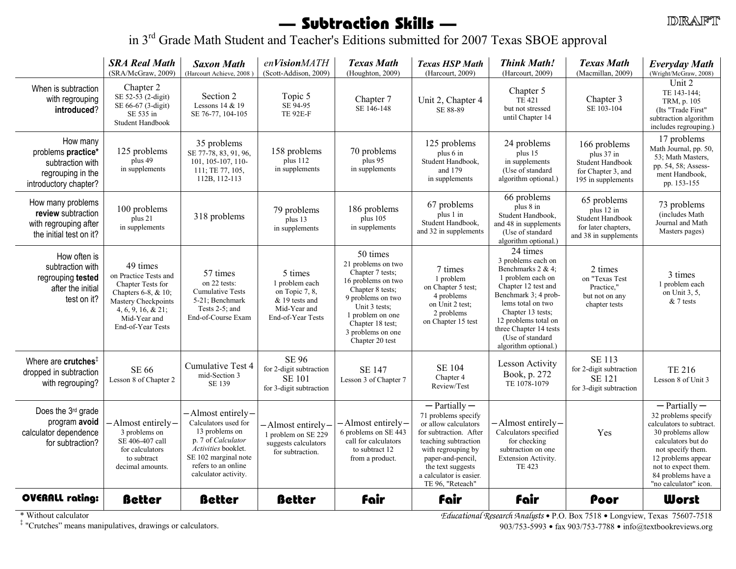# — Subtraction Skills —

in 3rd Grade Math Student and Teacher's Editions submitted for 2007 Texas SBOE approval

DRAFT

| | *SRA Real Math* (SRA/McGraw, 2009) | *Saxon Math* (Harcourt Achieve, 2008 ) | *enVisionMATH* (Scott-Addison, 2009) | *Texas Math* (Houghton, 2009) | *Texas HSP Math* (Harcourt, 2009) | *Think Math!* (Harcourt, 2009) | *Texas Math* (Macmillan, 2009) | *Everyday Math* (Wright/McGraw, 2008) |
|---|---|---|---|---|---|---|---|---|
| When is subtraction with regrouping **introduced**? | Chapter 2 SE 52-53 (2-digit) SE 66-67 (3-digit) SE 535 in Student Handbook | Section 2 Lessons 14 & 19 SE 76-77, 104-105 | Topic 5 SE 94-95 TE 92E-F | Chapter 7 SE 146-148 | Unit 2, Chapter 4 SE 88-89 | Chapter 5 TE 421 but not stressed until Chapter 14 | Chapter 3 SE 103-104 | Unit 2 TE 143-144; TRM, p. 105 (Its "Trade First" subtraction algorithm includes regrouping.) |
| How many problems **practice*** subtraction with regrouping in the introductory chapter? | 125 problems plus 49 in supplements | 35 problems SE 77-78, 83, 91, 96, 101, 105-107, 110-111; TE 77, 105, 112B, 112-113 | 158 problems plus 112 in supplements | 70 problems plus 95 in supplements | 125 problems plus 6 in Student Handbook, and 179 in supplements | 24 problems plus 15 in supplements (Use of standard algorithm optional.) | 166 problems plus 37 in Student Handbook for Chapter 3, and 195 in supplements | 17 problems Math Journal, pp. 50, 53; Math Masters, pp. 54, 58; Assessment Handbook, pp. 153-155 |
| How many problems **review** subtraction with regrouping after the initial test on it? | 100 problems plus 21 in supplements | 318 problems | 79 problems plus 13 in supplements | 186 problems plus 105 in supplements | 67 problems plus 1 in Student Handbook, and 32 in supplements | 66 problems plus 8 in Student Handbook, and 48 in supplements (Use of standard algorithm optional.) | 65 problems plus 12 in Student Handbook for later chapters, and 38 in supplements | 73 problems (includes Math Journal and Math Masters pages) |
| How often is subtraction with regrouping **tested** after the initial test on it? | 49 times on Practice Tests and Chapter Tests for Chapters 6-8, & 10; Mastery Checkpoints 4, 6, 9, 16, & 21; Mid-Year and End-of-Year Tests | 57 times on 22 tests: Cumulative Tests 5-21; Benchmark Tests 2-5; and End-of-Course Exam | 5 times 1 problem each on Topic 7, 8, & 19 tests and Mid-Year and End-of-Year Tests | 50 times 21 problems on two Chapter 7 tests; 16 problems on two Chapter 8 tests; 9 problems on two Unit 3 tests; 1 problem on one Chapter 18 test; 3 problems on one Chapter 20 test | 7 times 1 problem on Chapter 5 test; 4 problems on Unit 2 test; 2 problems on Chapter 15 test | 24 times 3 problems each on Benchmarks 2 & 4; 1 problem each on Chapter 12 test and Benchmark 3; 4 problems total on two Chapter 13 tests; 12 problems total on three Chapter 14 tests (Use of standard algorithm optional.) | 2 times on "Texas Test Practice," but not on any chapter tests | 3 times 1 problem each on Unit 3, 5, & 7 tests |
| Where are **crutches**‡ dropped in subtraction with regrouping? | SE 66 Lesson 8 of Chapter 2 | Cumulative Test 4 mid-Section 3 SE 139 | SE 96 for 2-digit subtraction SE 101 for 3-digit subtraction | SE 147 Lesson 3 of Chapter 7 | SE 104 Chapter 4 Review/Test | Lesson Activity Book, p. 272 TE 1078-1079 | SE 113 for 2-digit subtraction SE 121 for 3-digit subtraction | TE 216 Lesson 8 of Unit 3 |
| Does the 3rd grade program **avoid** calculator dependence for subtraction? | – Almost entirely – 3 problems on SE 406-407 call for calculators to subtract decimal amounts. | – Almost entirely – Calculators used for 13 problems on p. 7 of *Calculator Activities* booklet. SE 102 marginal note refers to an online calculator activity. | – Almost entirely – 1 problem on SE 229 suggests calculators for subtraction. | – Almost entirely – 6 problems on SE 443 call for calculators to subtract 12 from a product. | – Partially – 71 problems specify or allow calculators for subtraction. After teaching subtraction with regrouping by paper-and-pencil, the text suggests a calculator is easier. TE 96, "Reteach" | – Almost entirely – Calculators specified for checking subtraction on one Extension Activity. TE 423 | Yes | – Partially – 32 problems specify calculators to subtract. 30 problems allow calculators but do not specify them. 12 problems appear not to expect them. 84 problems have a "no calculator" icon. |
| **OVERALL rating:** | **Better** | **Better** | **Better** | **Fair** | **Fair** | **Fair** | **Poor** | **Worst** |

\* Without calculator

‡ "Crutches" means manipulatives, drawings or calculators.

*Educational Research Analysts* • P.O. Box 7518 • Longview, Texas 75607-7518
903/753-5993 • fax 903/753-7788 • info@textbookreviews.org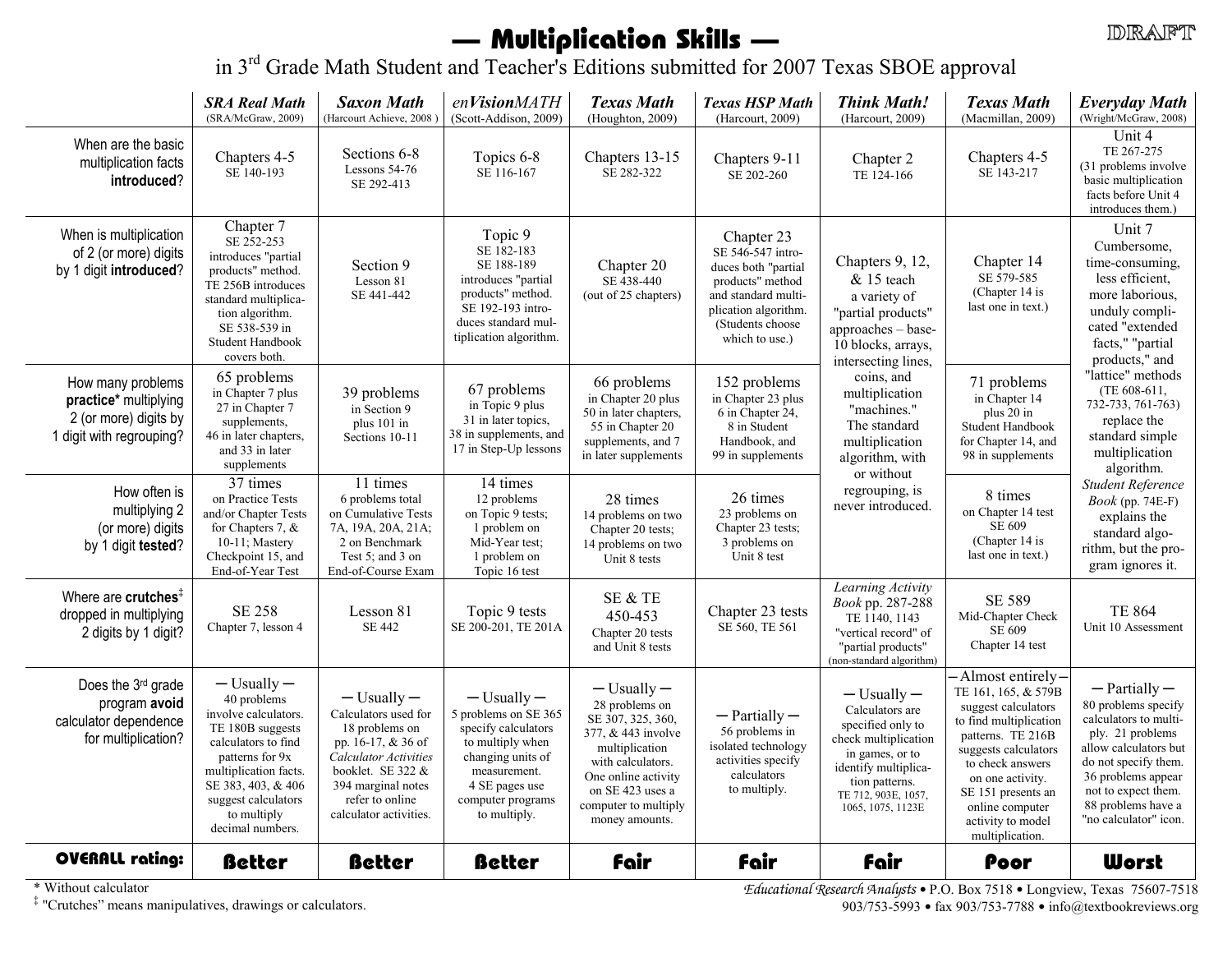DRAFT

# — Multiplication Skills —

## in 3rd Grade Math Student and Teacher's Editions submitted for 2007 Texas SBOE approval

| | *SRA Real Math* (SRA/McGraw, 2009) | *Saxon Math* (Harcourt Achieve, 2008) | *enVisionMATH* (Scott-Addison, 2009) | *Texas Math* (Houghton, 2009) | *Texas HSP Math* (Harcourt, 2009) | *Think Math!* (Harcourt, 2009) | *Texas Math* (Macmillan, 2009) | *Everyday Math* (Wright/McGraw, 2008) |
|---|---|---|---|---|---|---|---|---|
| When are the basic multiplication facts **introduced**? | Chapters 4-5 SE 140-193 | Sections 6-8 Lessons 54-76 SE 292-413 | Topics 6-8 SE 116-167 | Chapters 13-15 SE 282-322 | Chapters 9-11 SE 202-260 | Chapter 2 TE 124-166 | Chapters 4-5 SE 143-217 | Unit 4 TE 267-275 (31 problems involve basic multiplication facts before Unit 4 introduces them.) |
| When is multiplication of 2 (or more) digits by 1 digit **introduced**? | Chapter 7 SE 252-253 introduces "partial products" method. TE 256B introduces standard multiplication algorithm. SE 538-539 in Student Handbook covers both. | Section 9 Lesson 81 SE 441-442 | Topic 9 SE 182-183 SE 188-189 introduces "partial products" method. SE 192-193 introduces standard multiplication algorithm. | Chapter 20 SE 438-440 (out of 25 chapters) | Chapter 23 SE 546-547 introduces both "partial products" method and standard multiplication algorithm. (Students choose which to use.) | Chapters 9, 12, & 15 teach a variety of "partial products" approaches – base-10 blocks, arrays, intersecting lines, coins, and multiplication "machines." The standard multiplication algorithm, with or without regrouping, is never introduced. | Chapter 14 SE 579-585 (Chapter 14 is last one in text.) | Unit 7 Cumbersome, time-consuming, less efficient, more laborious, unduly complicated "extended facts," "partial products," and "lattice" methods (TE 608-611, 732-733, 761-763) replace the standard simple multiplication algorithm. *Student Reference Book* (pp. 74E-F) explains the standard algorithm, but the program ignores it. |
| How many problems **practice*** multiplying 2 (or more) digits by 1 digit with regrouping? | 65 problems in Chapter 7 plus 27 in Chapter 7 supplements, 46 in later chapters, and 33 in later supplements | 39 problems in Section 9 plus 101 in Sections 10-11 | 67 problems in Topic 9 plus 31 in later topics, 38 in supplements, and 17 in Step-Up lessons | 66 problems in Chapter 20 plus 50 in later chapters, 55 in Chapter 20 supplements, and 7 in later supplements | 152 problems in Chapter 23 plus 6 in Chapter 24, 8 in Student Handbook, and 99 in supplements | | 71 problems in Chapter 14 plus 20 in Student Handbook for Chapter 14, and 98 in supplements | |
| How often is multiplying 2 (or more) digits by 1 digit **tested**? | 37 times on Practice Tests and/or Chapter Tests for Chapters 7, & 10-11; Mastery Checkpoint 15, and End-of-Year Test | 11 times 6 problems total on Cumulative Tests 7A, 19A, 20A, 21A; 2 on Benchmark Test 5; and 3 on End-of-Course Exam | 14 times 12 problems on Topic 9 tests; 1 problem on Mid-Year test; 1 problem on Topic 16 test | 28 times 14 problems on two Chapter 20 tests; 14 problems on two Unit 8 tests | 26 times 23 problems on Chapter 23 tests; 3 problems on Unit 8 test | | 8 times on Chapter 14 test SE 609 (Chapter 14 is last one in text.) | |
| Where are **crutches**[‡] dropped in multiplying 2 digits by 1 digit? | SE 258 Chapter 7, lesson 4 | Lesson 81 SE 442 | Topic 9 tests SE 200-201, TE 201A | SE & TE 450-453 Chapter 20 tests and Unit 8 tests | Chapter 23 tests SE 560, TE 561 | *Learning Activity Book* pp. 287-288 TE 1140, 1143 "vertical record" of "partial products" (non-standard algorithm) | SE 589 Mid-Chapter Check SE 609 Chapter 14 test | TE 864 Unit 10 Assessment |
| Does the 3rd grade program **avoid** calculator dependence for multiplication? | — Usually — 40 problems involve calculators. TE 180B suggests calculators to find patterns for 9x multiplication facts. SE 383, 403, & 406 suggest calculators to multiply decimal numbers. | — Usually — Calculators used for 18 problems on pp. 16-17, & 36 of *Calculator Activities* booklet. SE 322 & 394 marginal notes refer to online calculator activities. | — Usually — 5 problems on SE 365 specify calculators to multiply when changing units of measurement. 4 SE pages use computer programs to multiply. | — Usually — 28 problems on SE 307, 325, 360, 377, & 443 involve multiplication with calculators. One online activity on SE 423 uses a computer to multiply money amounts. | — Partially — 56 problems in isolated technology activities specify calculators to multiply. | — Usually — Calculators are specified only to check multiplication in games, or to identify multiplication patterns. TE 712, 903E, 1057, 1065, 1075, 1123E | — Almost entirely — TE 161, 165, & 579B suggest calculators to find multiplication patterns. TE 216B suggests calculators to check answers on one activity. SE 151 presents an online computer activity to model multiplication. | — Partially — 80 problems specify calculators to multiply. 21 problems allow calculators but do not specify them. 36 problems appear not to expect them. 88 problems have a "no calculator" icon. |
| **OVERALL rating:** | **Better** | **Better** | **Better** | **Fair** | **Fair** | **Fair** | **Poor** | **Worst** |

\* Without calculator

‡ "Crutches" means manipulatives, drawings or calculators.

*Educational Research Analysts* • P.O. Box 7518 • Longview, Texas 75607-7518
903/753-5993 • fax 903/753-7788 • info@textbookreviews.org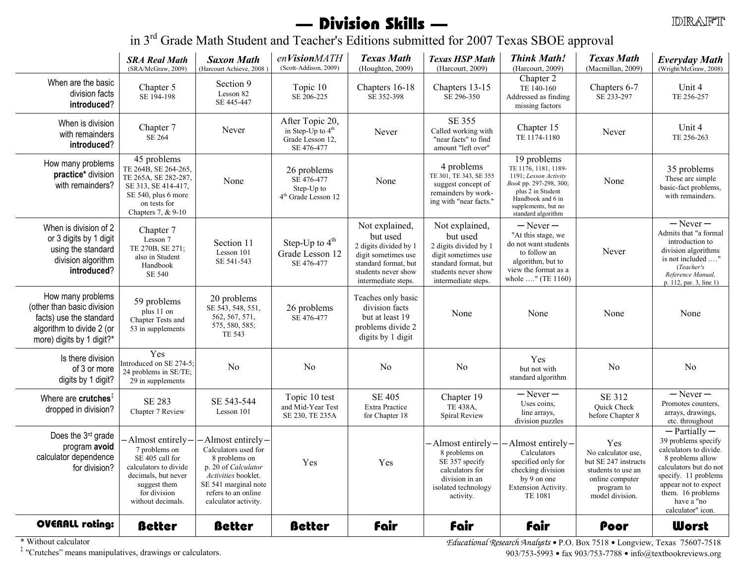# — Division Skills —

## in 3rd Grade Math Student and Teacher's Editions submitted for 2007 Texas SBOE approval

DRAFT

| | ***SRA Real Math*** (SRA/McGraw, 2009) | ***Saxon Math*** (Harcourt Achieve, 2008) | *en**Vision**MATH* (Scott-Addison, 2009) | ***Texas Math*** (Houghton, 2009) | ***Texas HSP Math*** (Harcourt, 2009) | ***Think Math!*** (Harcourt, 2009) | ***Texas Math*** (Macmillan, 2009) | ***Everyday Math*** (Wright/McGraw, 2008) |
|---|---|---|---|---|---|---|---|---|
| When are the basic division facts **introduced**? | Chapter 5 SE 194-198 | Section 9 Lesson 82 SE 445-447 | Topic 10 SE 206-225 | Chapters 16-18 SE 352-398 | Chapters 13-15 SE 296-350 | Chapter 2 TE 140-160 Addressed as finding missing factors | Chapters 6-7 SE 233-297 | Unit 4 TE 256-257 |
| When is division with remainders **introduced**? | Chapter 7 SE 264 | Never | After Topic 20, in Step-Up to 4th Grade Lesson 12, SE 476-477 | Never | SE 355 Called working with "near facts" to find amount "left over" | Chapter 15 TE 1174-1180 | Never | Unit 4 TE 256-263 |
| How many problems **practice*** division with remainders? | 45 problems TE 264B, SE 264-265, TE 265A, SE 282-287, SE 313, SE 414-417, SE 540, plus 6 more on tests for Chapters 7, & 9-10 | None | 26 problems SE 476-477 Step-Up to 4th Grade Lesson 12 | None | 4 problems TE 301, TE 343, SE 355 suggest concept of remainders by working with "near facts." | 19 problems TE 1176, 1181, 1189-1191; *Lesson Activity Book* pp. 297-298, 300; plus 2 in Student Handbook and 6 in supplements, but no standard algorithm | None | 35 problems These are simple basic-fact problems, with remainders. |
| When is division of 2 or 3 digits by 1 digit using the standard division algorithm **introduced**? | Chapter 7 Lesson 7 TE 270B, SE 271; also in Student Handbook SE 540 | Section 11 Lesson 101 SE 541-543 | Step-Up to 4th Grade Lesson 12 SE 476-477 | Not explained, but used 2 digits divided by 1 digit sometimes use standard format, but students never show intermediate steps. | Not explained, but used 2 digits divided by 1 digit sometimes use standard format, but students never show intermediate steps. | — Never — "At this stage, we do not want students to follow an algorithm, but to view the format as a whole …." (TE 1160) | Never | — Never — Admits that "a formal introduction to division algorithms is not included …." (*Teacher's Reference Manual,* p. 112, par. 3, line 1) |
| How many problems (other than basic division facts) use the standard algorithm to divide 2 (or more) digits by 1 digit?* | 59 problems plus 11 on Chapter Tests and 53 in supplements | 20 problems SE 543, 548, 551, 562, 567, 571, 575, 580, 585; TE 543 | 26 problems SE 476-477 | Teaches only basic division facts but at least 19 problems divide 2 digits by 1 digit | None | None | None | None |
| Is there division of 3 or more digits by 1 digit? | Yes Introduced on SE 274-5; 24 problems in SE/TE; 29 in supplements | No | No | No | No | Yes but not with standard algorithm | No | No |
| Where are **crutches**‡ dropped in division? | SE 283 Chapter 7 Review | SE 543-544 Lesson 101 | Topic 10 test and Mid-Year Test SE 230, TE 235A | SE 405 Extra Practice for Chapter 18 | Chapter 19 TE 438A, Spiral Review | — Never — Uses coins, line arrays, division puzzles | SE 312 Quick Check before Chapter 8 | — Never — Promotes counters, arrays, drawings, etc. throughout |
| Does the 3rd grade program **avoid** calculator dependence for division? | — Almost entirely — 7 problems on SE 405 call for calculators to divide decimals, but never suggest them for division without decimals. | — Almost entirely — Calculators used for 8 problems on p. 20 of *Calculator Activities* booklet. SE 541 marginal note refers to an online calculator activity. | Yes | Yes | — Almost entirely — 8 problems on SE 357 specify calculators for division in an isolated technology activity. | — Almost entirely — Calculators specified only for checking division by 9 on one Extension Activity. TE 1081 | Yes No calculator use, but SE 247 instructs students to use an online computer program to model division. | — Partially — 39 problems specify calculators to divide. 8 problems allow calculators but do not specify. 11 problems appear not to expect them. 16 problems have a "no calculator" icon. |
| **OVERALL rating:** | **Better** | **Better** | **Better** | **Fair** | **Fair** | **Fair** | **Poor** | **Worst** |

\* Without calculator

‡ "Crutches" means manipulatives, drawings or calculators.

*Educational Research Analysts* • P.O. Box 7518 • Longview, Texas 75607-7518
903/753-5993 • fax 903/753-7788 • info@textbookreviews.org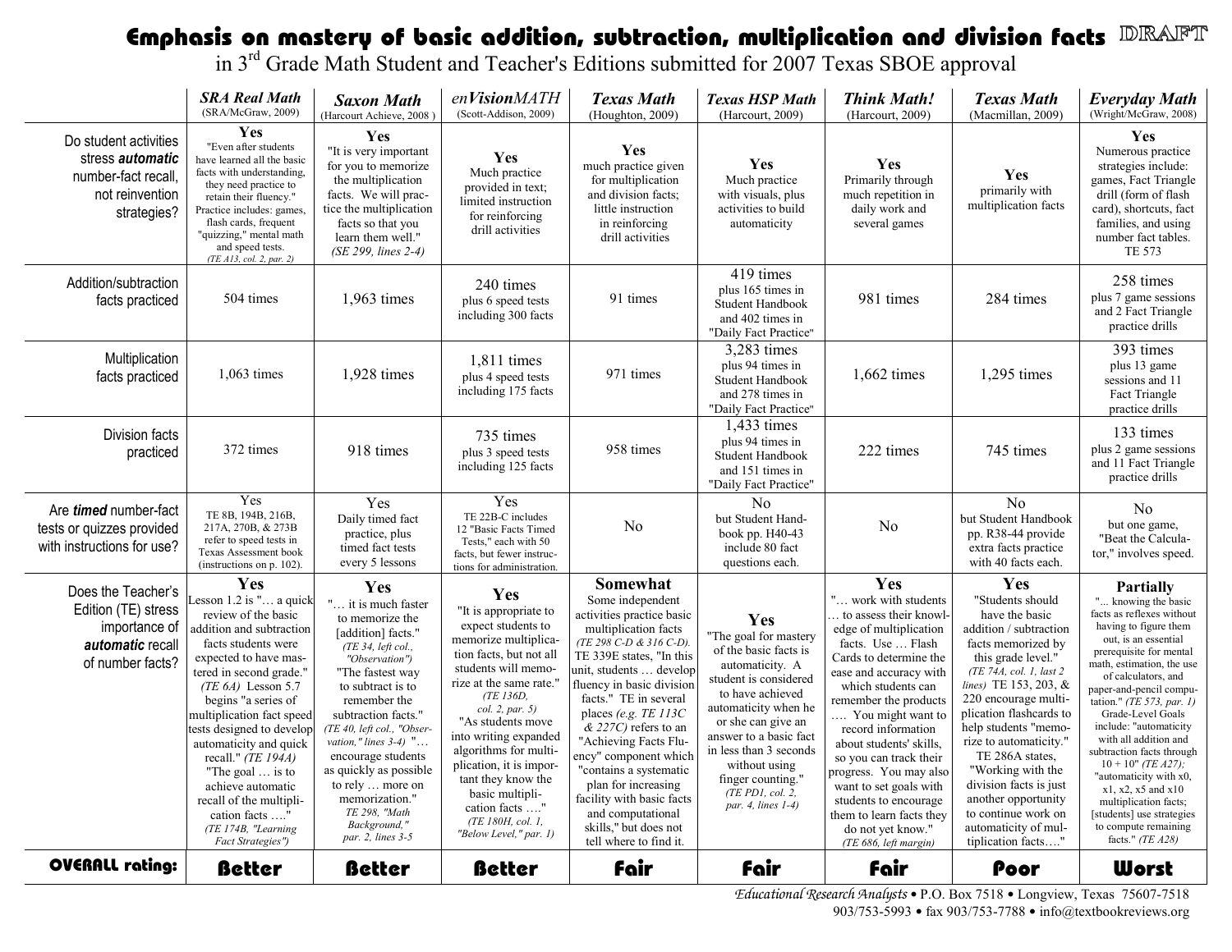# Emphasis on mastery of basic addition, subtraction, multiplication and division facts DRAFT

in 3rd Grade Math Student and Teacher's Editions submitted for 2007 Texas SBOE approval

| | ***SRA Real Math*** (SRA/McGraw, 2009) | ***Saxon Math*** (Harcourt Achieve, 2008 ) | ***enVisionMATH*** (Scott-Addison, 2009) | ***Texas Math*** (Houghton, 2009) | ***Texas HSP Math*** (Harcourt, 2009) | ***Think Math!*** (Harcourt, 2009) | ***Texas Math*** (Macmillan, 2009) | ***Everyday Math*** (Wright/McGraw, 2008) |
|---|---|---|---|---|---|---|---|---|
| Do student activities stress ***automatic*** number-fact recall, not reinvention strategies? | **Yes** "Even after students have learned all the basic facts with understanding, they need practice to retain their fluency." Practice includes: games, flash cards, frequent "quizzing," mental math and speed tests. *(TE A13, col. 2, par. 2)* | **Yes** "It is very important for you to memorize the multiplication facts. We will practice the multiplication facts so that you learn them well." *(SE 299, lines 2-4)* | **Yes** Much practice provided in text; limited instruction for reinforcing drill activities | **Yes** much practice given for multiplication and division facts; little instruction in reinforcing drill activities | **Yes** Much practice with visuals, plus activities to build automaticity | **Yes** Primarily through much repetition in daily work and several games | **Yes** primarily with multiplication facts | **Yes** Numerous practice strategies include: games, Fact Triangle drill (form of flash card), shortcuts, fact families, and using number fact tables. TE 573 |
| Addition/subtraction facts practiced | 504 times | 1,963 times | 240 times plus 6 speed tests including 300 facts | 91 times | 419 times plus 165 times in Student Handbook and 402 times in "Daily Fact Practice" | 981 times | 284 times | 258 times plus 7 game sessions and 2 Fact Triangle practice drills |
| Multiplication facts practiced | 1,063 times | 1,928 times | 1,811 times plus 4 speed tests including 175 facts | 971 times | 3,283 times plus 94 times in Student Handbook and 278 times in "Daily Fact Practice" | 1,662 times | 1,295 times | 393 times plus 13 game sessions and 11 Fact Triangle practice drills |
| Division facts practiced | 372 times | 918 times | 735 times plus 3 speed tests including 125 facts | 958 times | 1,433 times plus 94 times in Student Handbook and 151 times in "Daily Fact Practice" | 222 times | 745 times | 133 times plus 2 game sessions and 11 Fact Triangle practice drills |
| Are ***timed*** number-fact tests or quizzes provided with instructions for use? | Yes TE 8B, 194B, 216B, 217A, 270B, & 273B refer to speed tests in Texas Assessment book (instructions on p. 102). | Yes Daily timed fact practice, plus timed fact tests every 5 lessons | Yes TE 22B-C includes 12 "Basic Facts Timed Tests," each with 50 facts, but fewer instructions for administration. | No | No but Student Handbook pp. H40-43 include 80 fact questions each. | No | No but Student Handbook pp. R38-44 provide extra facts practice with 40 facts each. | No but one game, "Beat the Calculator," involves speed. |
| Does the Teacher's Edition (TE) stress importance of ***automatic*** recall of number facts? | **Yes** Lesson 1.2 is "… a quick review of the basic addition and subtraction facts students were expected to have mastered in second grade." *(TE 6A)* Lesson 5.7 begins "a series of multiplication fact speed tests designed to develop automaticity and quick recall." *(TE 194A)* "The goal … is to achieve automatic recall of the multiplication facts …." *(TE 174B, "Learning Fact Strategies")* | **Yes** "… it is much faster to memorize the [addition] facts." *(TE 34, left col., "Observation")* "The fastest way to subtract is to remember the subtraction facts." *(TE 40, left col., "Observation," lines 3-4)* "… encourage students as quickly as possible to rely … more on memorization." *TE 298, "Math Background," par. 2, lines 3-5* | **Yes** "It is appropriate to expect students to memorize multiplication facts, but not all students will memorize at the same rate." *(TE 136D, col. 2, par. 5)* "As students move into writing expanded algorithms for multiplication, it is important they know the basic multiplication facts …." *(TE 180H, col. 1, "Below Level," par. 1)* | **Somewhat** Some independent activities practice basic multiplication facts *(TE 298 C-D & 316 C-D).* TE 339E states, "In this unit, students … develop fluency in basic division facts." TE in several places *(e.g. TE 113C & 227C)* refers to an "Achieving Facts Fluency" component which "contains a systematic plan for increasing facility with basic facts and computational skills," but does not tell where to find it. | **Yes** "The goal for mastery of the basic facts is automaticity. A student is considered to have achieved automaticity when he or she can give an answer to a basic fact in less than 3 seconds without using finger counting." *(TE PD1, col. 2, par. 4, lines 1-4)* | **Yes** "… work with students … to assess their knowledge of multiplication facts. Use … Flash Cards to determine the ease and accuracy with which students can remember the products …. You might want to record information about students' skills, so you can track their progress. You may also want to set goals with students to encourage them to learn facts they do not yet know." *(TE 686, left margin)* | **Yes** "Students should have the basic addition / subtraction facts memorized by this grade level." *(TE 74A, col. 1, last 2 lines)* TE 153, 203, & 220 encourage multiplication flashcards to help students "memorize to automaticity." TE 286A states, "Working with the division facts is just another opportunity to continue work on automaticity of multiplication facts…." | **Partially** "... knowing the basic facts as reflexes without having to figure them out, is an essential prerequisite for mental math, estimation, the use of calculators, and paper-and-pencil computation." *(TE 573, par. 1)* Grade-Level Goals include: "automaticity with all addition and subtraction facts through 10 + 10" *(TE A27);* "automaticity with x0, x1, x2, x5 and x10 multiplication facts; [students] use strategies to compute remaining facts." *(TE A28)* |
| **OVERALL rating:** | **Better** | **Better** | **Better** | **Fair** | **Fair** | **Fair** | **Poor** | **Worst** |

*Educational Research Analysts* • P.O. Box 7518 • Longview, Texas 75607-7518
903/753-5993 • fax 903/753-7788 • info@textbookreviews.org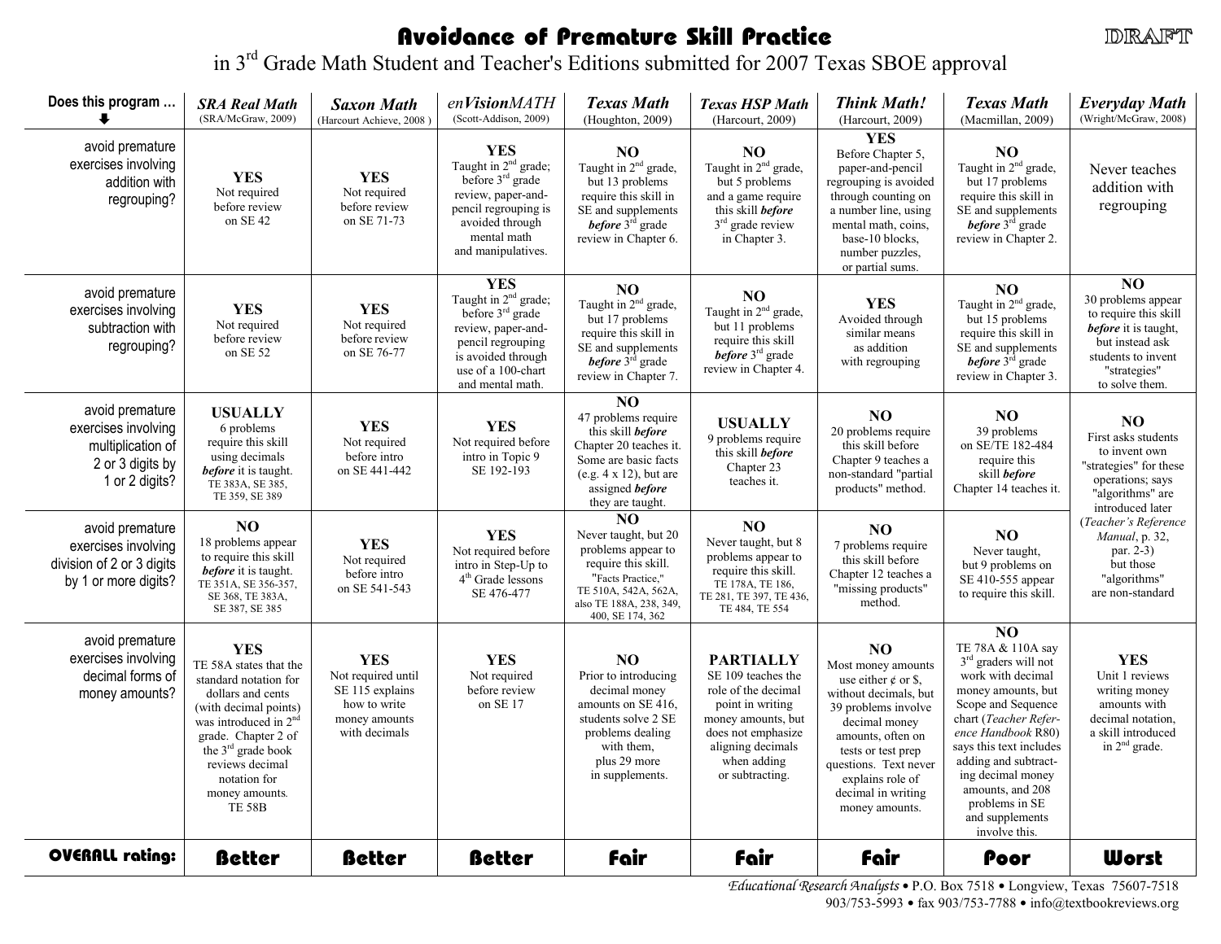# Avoidance of Premature Skill Practice

in 3rd Grade Math Student and Teacher's Editions submitted for 2007 Texas SBOE approval

DRAFT

| Does this program … ⬇ | *SRA Real Math* (SRA/McGraw, 2009) | *Saxon Math* (Harcourt Achieve, 2008) | *enVisionMATH* (Scott-Addison, 2009) | *Texas Math* (Houghton, 2009) | *Texas HSP Math* (Harcourt, 2009) | *Think Math!* (Harcourt, 2009) | *Texas Math* (Macmillan, 2009) | *Everyday Math* (Wright/McGraw, 2008) |
|---|---|---|---|---|---|---|---|---|
| avoid premature exercises involving addition with regrouping? | **YES** Not required before review on SE 42 | **YES** Not required before review on SE 71-73 | **YES** Taught in 2nd grade; before 3rd grade review, paper-and-pencil regrouping is avoided through mental math and manipulatives. | **NO** Taught in 2nd grade, but 13 problems require this skill in SE and supplements ***before*** 3rd grade review in Chapter 6. | **NO** Taught in 2nd grade, but 5 problems and a game require this skill ***before*** 3rd grade review in Chapter 3. | **YES** Before Chapter 5, paper-and-pencil regrouping is avoided through counting on a number line, using mental math, coins, base-10 blocks, number puzzles, or partial sums. | **NO** Taught in 2nd grade, but 17 problems require this skill in SE and supplements ***before*** 3rd grade review in Chapter 2. | Never teaches addition with regrouping |
| avoid premature exercises involving subtraction with regrouping? | **YES** Not required before review on SE 52 | **YES** Not required before review on SE 76-77 | **YES** Taught in 2nd grade; before 3rd grade review, paper-and-pencil regrouping is avoided through use of a 100-chart and mental math. | **NO** Taught in 2nd grade, but 17 problems require this skill in SE and supplements ***before*** 3rd grade review in Chapter 7. | **NO** Taught in 2nd grade, but 11 problems require this skill ***before*** 3rd grade review in Chapter 4. | **YES** Avoided through similar means as addition with regrouping | **NO** Taught in 2nd grade, but 15 problems require this skill in SE and supplements ***before*** 3rd grade review in Chapter 3. | **NO** 30 problems appear to require this skill ***before*** it is taught, but instead ask students to invent "strategies" to solve them. |
| avoid premature exercises involving multiplication of 2 or 3 digits by 1 or 2 digits? | **USUALLY** 6 problems require this skill using decimals ***before*** it is taught. TE 383A, SE 385, TE 359, SE 389 | **YES** Not required before intro on SE 441-442 | **YES** Not required before intro in Topic 9 SE 192-193 | **NO** 47 problems require this skill ***before*** Chapter 20 teaches it. Some are basic facts (e.g. 4 x 12), but are assigned ***before*** they are taught. | **USUALLY** 9 problems require this skill ***before*** Chapter 23 teaches it. | **NO** 20 problems require this skill before Chapter 9 teaches a non-standard "partial products" method. | **NO** 39 problems on SE/TE 182-484 require this skill ***before*** Chapter 14 teaches it. | **NO** First asks students to invent own "strategies" for these operations; says "algorithms" are introduced later (*Teacher's Reference Manual*, p. 32, par. 2-3) but those "algorithms" are non-standard |
| avoid premature exercises involving division of 2 or 3 digits by 1 or more digits? | **NO** 18 problems appear to require this skill ***before*** it is taught. TE 351A, SE 356-357, SE 368, TE 383A, SE 387, SE 385 | **YES** Not required before intro on SE 541-543 | **YES** Not required before intro in Step-Up to 4th Grade lessons SE 476-477 | **NO** Never taught, but 20 problems appear to require this skill. "Facts Practice," TE 510A, 542A, 562A, also TE 188A, 238, 349, 400, SE 174, 362 | **NO** Never taught, but 8 problems appear to require this skill. TE 178A, TE 186, TE 281, TE 397, TE 436, TE 484, TE 554 | **NO** 7 problems require this skill before Chapter 12 teaches a "missing products" method. | **NO** Never taught, but 9 problems on SE 410-555 appear to require this skill. | |
| avoid premature exercises involving decimal forms of money amounts? | **YES** TE 58A states that the standard notation for dollars and cents (with decimal points) was introduced in 2nd grade. Chapter 2 of the 3rd grade book reviews decimal notation for money amounts. TE 58B | **YES** Not required until SE 115 explains how to write money amounts with decimals | **YES** Not required before review on SE 17 | **NO** Prior to introducing decimal money amounts on SE 416, students solve 2 SE problems dealing with them, plus 29 more in supplements. | **PARTIALLY** SE 109 teaches the role of the decimal point in writing money amounts, but does not emphasize aligning decimals when adding or subtracting. | **NO** Most money amounts use either ¢ or $, without decimals, but 39 problems involve decimal money amounts, often on tests or test prep questions. Text never explains role of decimal in writing money amounts. | **NO** TE 78A & 110A say 3rd graders will not work with decimal money amounts, but Scope and Sequence chart (*Teacher Reference Handbook* R80) says this text includes adding and subtracting decimal money amounts, and 208 problems in SE and supplements involve this. | **YES** Unit 1 reviews writing money amounts with decimal notation, a skill introduced in 2nd grade. |
| **OVERALL rating:** | **Better** | **Better** | **Better** | **Fair** | **Fair** | **Fair** | **Poor** | **Worst** |

*Educational Research Analysts* • P.O. Box 7518 • Longview, Texas 75607-7518
903/753-5993 • fax 903/753-7788 • info@textbookreviews.org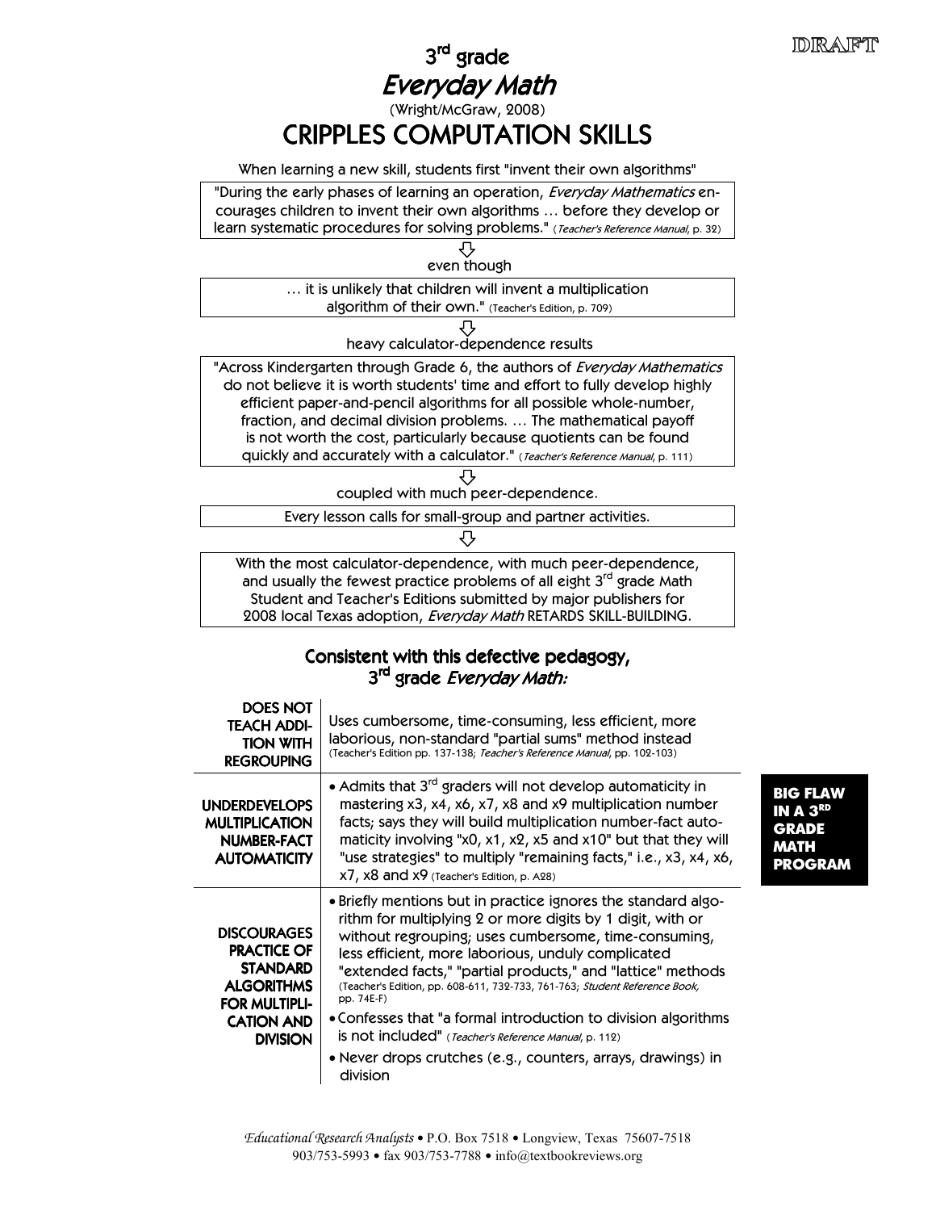DRAFT

# 3rd grade *Everyday Math*

(Wright/McGraw, 2008)

# CRIPPLES COMPUTATION SKILLS

When learning a new skill, students first "invent their own algorithms"

"During the early phases of learning an operation, *Everyday Mathematics* encourages children to invent their own algorithms … before they develop or learn systematic procedures for solving problems." (*Teacher's Reference Manual*, p. 32)

⇩

even though

… it is unlikely that children will invent a multiplication algorithm of their own." (Teacher's Edition, p. 709)

⇩

heavy calculator-dependence results

"Across Kindergarten through Grade 6, the authors of *Everyday Mathematics* do not believe it is worth students' time and effort to fully develop highly efficient paper-and-pencil algorithms for all possible whole-number, fraction, and decimal division problems. … The mathematical payoff is not worth the cost, particularly because quotients can be found quickly and accurately with a calculator." (*Teacher's Reference Manual*, p. 111)

⇩

coupled with much peer-dependence.

Every lesson calls for small-group and partner activities.

⇩

With the most calculator-dependence, with much peer-dependence, and usually the fewest practice problems of all eight 3rd grade Math Student and Teacher's Editions submitted by major publishers for 2008 local Texas adoption, *Everyday Math* RETARDS SKILL-BUILDING.

## Consistent with this defective pedagogy, 3rd grade *Everyday Math:*

| | |
|---|---|
| **DOES NOT TEACH ADDITION WITH REGROUPING** | Uses cumbersome, time-consuming, less efficient, more laborious, non-standard "partial sums" method instead (Teacher's Edition pp. 137-138; *Teacher's Reference Manual*, pp. 102-103) |
| **UNDERDEVELOPS MULTIPLICATION NUMBER-FACT AUTOMATICITY** | • Admits that 3rd graders will not develop automaticity in mastering x3, x4, x6, x7, x8 and x9 multiplication number facts; says they will build multiplication number-fact automaticity involving "x0, x1, x2, x5 and x10" but that they will "use strategies" to multiply "remaining facts," i.e., x3, x4, x6, x7, x8 and x9 (Teacher's Edition, p. A28) |
| **DISCOURAGES PRACTICE OF STANDARD ALGORITHMS FOR MULTIPLICATION AND DIVISION** | • Briefly mentions but in practice ignores the standard algorithm for multiplying 2 or more digits by 1 digit, with or without regrouping; uses cumbersome, time-consuming, less efficient, more laborious, unduly complicated "extended facts," "partial products," and "lattice" methods (Teacher's Edition, pp. 608-611, 732-733, 761-763; *Student Reference Book*, pp. 74E-F) <br> • Confesses that "a formal introduction to division algorithms is not included" (*Teacher's Reference Manual*, p. 112) <br> • Never drops crutches (e.g., counters, arrays, drawings) in division |

**BIG FLAW IN A 3RD GRADE MATH PROGRAM**

*Educational Research Analysts* • P.O. Box 7518 • Longview, Texas 75607-7518
903/753-5993 • fax 903/753-7788 • info@textbookreviews.org